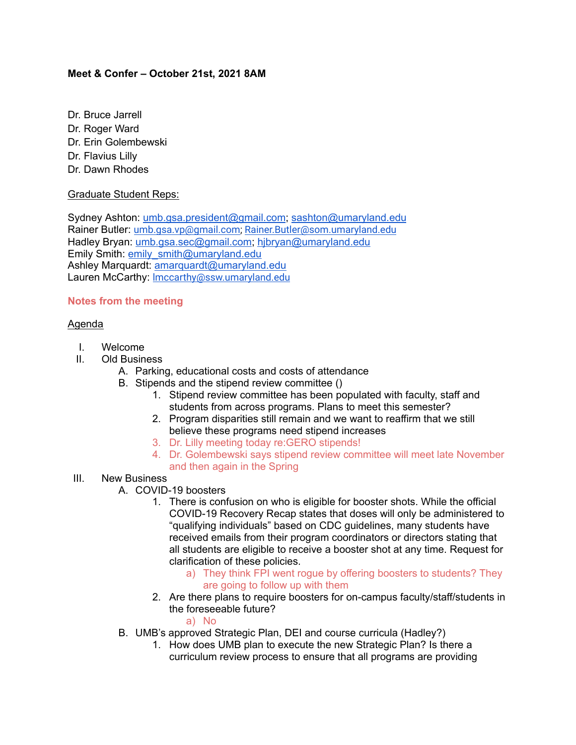**Meet & Confer – October 21st, 2021 8AM**

Dr. Bruce Jarrell
Dr. Roger Ward
Dr. Erin Golembewski
Dr. Flavius Lilly
Dr. Dawn Rhodes

Graduate Student Reps:

Sydney Ashton: umb.gsa.president@gmail.com; sashton@umaryland.edu
Rainer Butler: umb.gsa.vp@gmail.com; Rainer.Butler@som.umaryland.edu
Hadley Bryan: umb.gsa.sec@gmail.com; hjbryan@umaryland.edu
Emily Smith: emily_smith@umaryland.edu
Ashley Marquardt: amarquardt@umaryland.edu
Lauren McCarthy: lmccarthy@ssw.umaryland.edu

**Notes from the meeting**

Agenda

I. Welcome
II. Old Business
   A. Parking, educational costs and costs of attendance
   B. Stipends and the stipend review committee ()
      1. Stipend review committee has been populated with faculty, staff and students from across programs. Plans to meet this semester?
      2. Program disparities still remain and we want to reaffirm that we still believe these programs need stipend increases
      3. Dr. Lilly meeting today re:GERO stipends!
      4. Dr. Golembewski says stipend review committee will meet late November and then again in the Spring
III. New Business
   A. COVID-19 boosters
      1. There is confusion on who is eligible for booster shots. While the official COVID-19 Recovery Recap states that doses will only be administered to "qualifying individuals" based on CDC guidelines, many students have received emails from their program coordinators or directors stating that all students are eligible to receive a booster shot at any time. Request for clarification of these policies.
         a) They think FPI went rogue by offering boosters to students? They are going to follow up with them
      2. Are there plans to require boosters for on-campus faculty/staff/students in the foreseeable future?
         a) No
   B. UMB's approved Strategic Plan, DEI and course curricula (Hadley?)
      1. How does UMB plan to execute the new Strategic Plan? Is there a curriculum review process to ensure that all programs are providing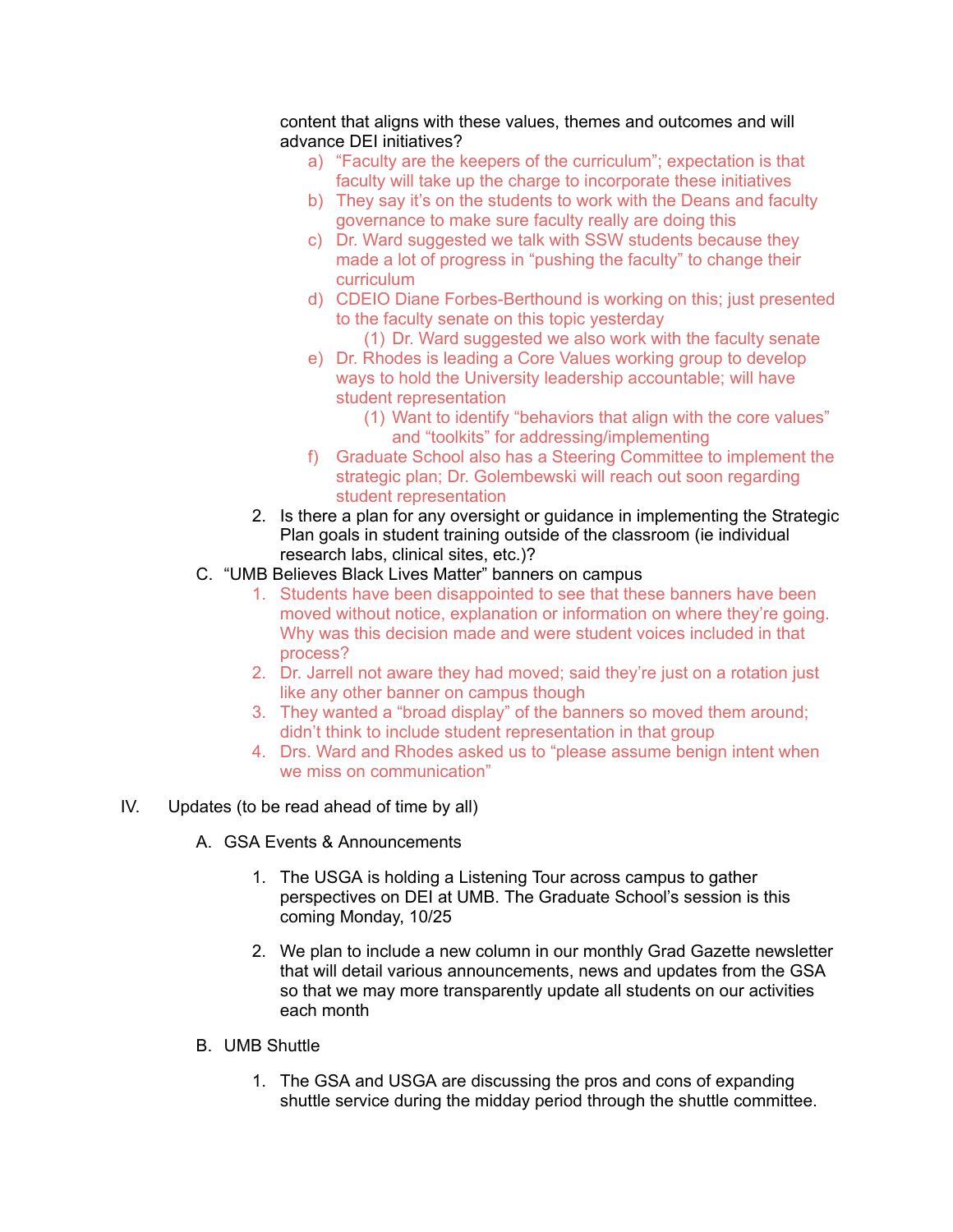content that aligns with these values, themes and outcomes and will advance DEI initiatives?

   a) "Faculty are the keepers of the curriculum"; expectation is that faculty will take up the charge to incorporate these initiatives
   b) They say it's on the students to work with the Deans and faculty governance to make sure faculty really are doing this
   c) Dr. Ward suggested we talk with SSW students because they made a lot of progress in "pushing the faculty" to change their curriculum
   d) CDEIO Diane Forbes-Berthound is working on this; just presented to the faculty senate on this topic yesterday
      (1) Dr. Ward suggested we also work with the faculty senate
   e) Dr. Rhodes is leading a Core Values working group to develop ways to hold the University leadership accountable; will have student representation
      (1) Want to identify "behaviors that align with the core values" and "toolkits" for addressing/implementing
   f) Graduate School also has a Steering Committee to implement the strategic plan; Dr. Golembewski will reach out soon regarding student representation

2. Is there a plan for any oversight or guidance in implementing the Strategic Plan goals in student training outside of the classroom (ie individual research labs, clinical sites, etc.)?

C. "UMB Believes Black Lives Matter" banners on campus

   1. Students have been disappointed to see that these banners have been moved without notice, explanation or information on where they're going. Why was this decision made and were student voices included in that process?
   2. Dr. Jarrell not aware they had moved; said they're just on a rotation just like any other banner on campus though
   3. They wanted a "broad display" of the banners so moved them around; didn't think to include student representation in that group
   4. Drs. Ward and Rhodes asked us to "please assume benign intent when we miss on communication"

IV. Updates (to be read ahead of time by all)

A. GSA Events & Announcements

   1. The USGA is holding a Listening Tour across campus to gather perspectives on DEI at UMB. The Graduate School's session is this coming Monday, 10/25

   2. We plan to include a new column in our monthly Grad Gazette newsletter that will detail various announcements, news and updates from the GSA so that we may more transparently update all students on our activities each month

B. UMB Shuttle

   1. The GSA and USGA are discussing the pros and cons of expanding shuttle service during the midday period through the shuttle committee.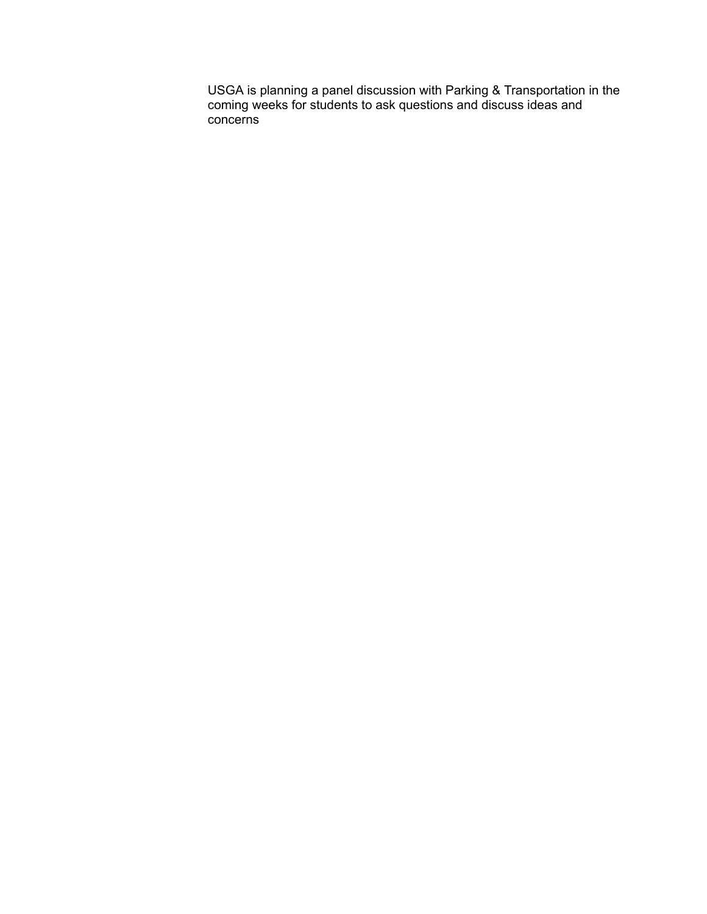USGA is planning a panel discussion with Parking & Transportation in the coming weeks for students to ask questions and discuss ideas and concerns